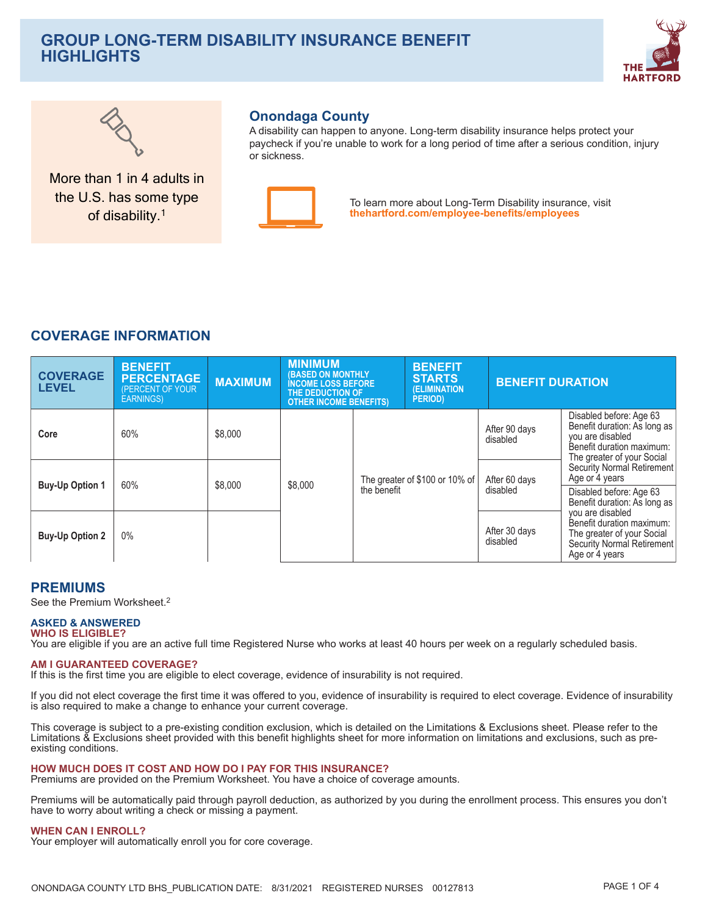# GROUP LONG-TERM DISABILITY INSURANCE BENEFIT HIGHLIGHTS

More than 1 in 4 adults in the U.S. has some type of disability.[1]

## Onondaga County

A disability can happen to anyone. Long-term disability insurance helps protect your paycheck if you're unable to work for a long period of time after a serious condition, injury or sickness.

To learn more about Long-Term Disability insurance, visit **thehartford.com/employee-benefits/employees**

## COVERAGE INFORMATION

| COVERAGE LEVEL | BENEFIT PERCENTAGE (PERCENT OF YOUR EARNINGS) | MAXIMUM | | MINIMUM (BASED ON MONTHLY INCOME LOSS BEFORE THE DEDUCTION OF OTHER INCOME BENEFITS) | BENEFIT STARTS (ELIMINATION PERIOD) | BENEFIT DURATION |
|---|---|---|---|---|---|---|
| Core | 60% | $8,000 | $8,000 | The greater of $100 or 10% of the benefit | After 90 days disabled | Disabled before: Age 63 Benefit duration: As long as you are disabled Benefit duration maximum: The greater of your Social Security Normal Retirement Age or 4 years |
| Buy-Up Option 1 | 60% | $8,000 | | | After 60 days disabled | Disabled before: Age 63 Benefit duration: As long as you are disabled Benefit duration maximum: The greater of your Social Security Normal Retirement Age or 4 years |
| Buy-Up Option 2 | 0% | | | | After 30 days disabled | |

## PREMIUMS

See the Premium Worksheet.[2]

### ASKED & ANSWERED

**WHO IS ELIGIBLE?**

You are eligible if you are an active full time Registered Nurse who works at least 40 hours per week on a regularly scheduled basis.

**AM I GUARANTEED COVERAGE?**

If this is the first time you are eligible to elect coverage, evidence of insurability is not required.

If you did not elect coverage the first time it was offered to you, evidence of insurability is required to elect coverage. Evidence of insurability is also required to make a change to enhance your current coverage.

This coverage is subject to a pre-existing condition exclusion, which is detailed on the Limitations & Exclusions sheet. Please refer to the Limitations & Exclusions sheet provided with this benefit highlights sheet for more information on limitations and exclusions, such as pre-existing conditions.

**HOW MUCH DOES IT COST AND HOW DO I PAY FOR THIS INSURANCE?**

Premiums are provided on the Premium Worksheet. You have a choice of coverage amounts.

Premiums will be automatically paid through payroll deduction, as authorized by you during the enrollment process. This ensures you don't have to worry about writing a check or missing a payment.

**WHEN CAN I ENROLL?**

Your employer will automatically enroll you for core coverage.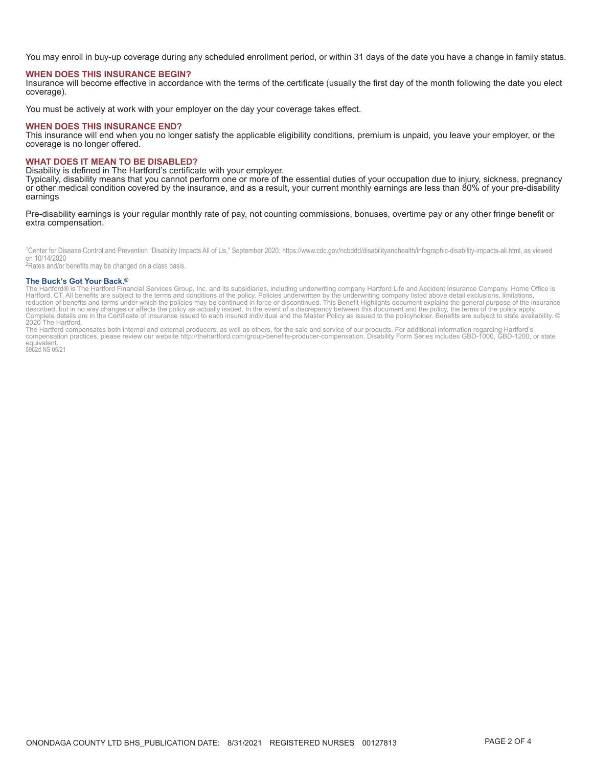You may enroll in buy-up coverage during any scheduled enrollment period, or within 31 days of the date you have a change in family status.

### WHEN DOES THIS INSURANCE BEGIN?

Insurance will become effective in accordance with the terms of the certificate (usually the first day of the month following the date you elect coverage).

You must be actively at work with your employer on the day your coverage takes effect.

### WHEN DOES THIS INSURANCE END?

This insurance will end when you no longer satisfy the applicable eligibility conditions, premium is unpaid, you leave your employer, or the coverage is no longer offered.

### WHAT DOES IT MEAN TO BE DISABLED?

Disability is defined in The Hartford's certificate with your employer.
Typically, disability means that you cannot perform one or more of the essential duties of your occupation due to injury, sickness, pregnancy or other medical condition covered by the insurance, and as a result, your current monthly earnings are less than 80% of your pre-disability earnings

Pre-disability earnings is your regular monthly rate of pay, not counting commissions, bonuses, overtime pay or any other fringe benefit or extra compensation.

[1]Center for Disease Control and Prevention "Disability Impacts All of Us," September 2020: https://www.cdc.gov/ncbddd/disabilityandhealth/infographic-disability-impacts-all.html, as viewed on 10/14/2020
[2]Rates and/or benefits may be changed on a class basis.

**The Buck's Got Your Back.®**
The Hartford® is The Hartford Financial Services Group, Inc. and its subsidiaries, including underwriting company Hartford Life and Accident Insurance Company. Home Office is Hartford, CT. All benefits are subject to the terms and conditions of the policy. Policies underwritten by the underwriting company listed above detail exclusions, limitations, reduction of benefits and terms under which the policies may be continued in force or discontinued. This Benefit Highlights document explains the general purpose of the insurance described, but in no way changes or affects the policy as actually issued. In the event of a discrepancy between this document and the policy, the terms of the policy apply. Complete details are in the Certificate of Insurance issued to each insured individual and the Master Policy as issued to the policyholder. Benefits are subject to state availability. © 2020 The Hartford.
The Hartford compensates both internal and external producers, as well as others, for the sale and service of our products. For additional information regarding Hartford's compensation practices, please review our website http://thehartford.com/group-benefits-producer-compensation. Disability Form Series includes GBD-1000, GBD-1200, or state equivalent.
5962d NS 05/21

ONONDAGA COUNTY LTD BHS_PUBLICATION DATE: 8/31/2021 REGISTERED NURSES 00127813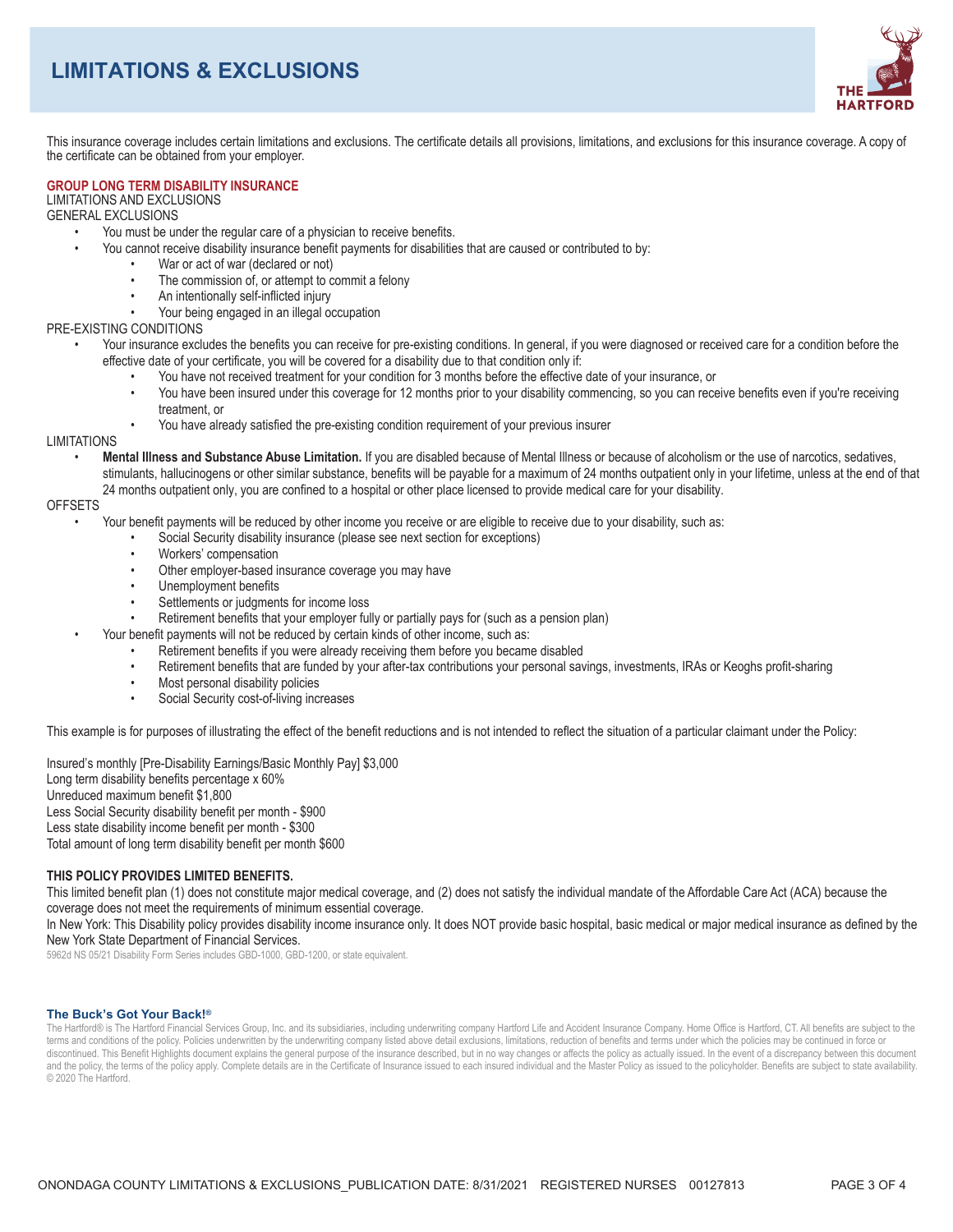# LIMITATIONS & EXCLUSIONS

This insurance coverage includes certain limitations and exclusions. The certificate details all provisions, limitations, and exclusions for this insurance coverage. A copy of the certificate can be obtained from your employer.

## GROUP LONG TERM DISABILITY INSURANCE

LIMITATIONS AND EXCLUSIONS

GENERAL EXCLUSIONS

- You must be under the regular care of a physician to receive benefits.
- You cannot receive disability insurance benefit payments for disabilities that are caused or contributed to by:
  - War or act of war (declared or not)
  - The commission of, or attempt to commit a felony
  - An intentionally self-inflicted injury
  - Your being engaged in an illegal occupation

PRE-EXISTING CONDITIONS

- Your insurance excludes the benefits you can receive for pre-existing conditions. In general, if you were diagnosed or received care for a condition before the effective date of your certificate, you will be covered for a disability due to that condition only if:
  - You have not received treatment for your condition for 3 months before the effective date of your insurance, or
  - You have been insured under this coverage for 12 months prior to your disability commencing, so you can receive benefits even if you're receiving treatment, or
  - You have already satisfied the pre-existing condition requirement of your previous insurer

LIMITATIONS

- **Mental Illness and Substance Abuse Limitation.** If you are disabled because of Mental Illness or because of alcoholism or the use of narcotics, sedatives, stimulants, hallucinogens or other similar substance, benefits will be payable for a maximum of 24 months outpatient only in your lifetime, unless at the end of that 24 months outpatient only, you are confined to a hospital or other place licensed to provide medical care for your disability.

OFFSETS

- Your benefit payments will be reduced by other income you receive or are eligible to receive due to your disability, such as:
  - Social Security disability insurance (please see next section for exceptions)
  - Workers' compensation
  - Other employer-based insurance coverage you may have
  - Unemployment benefits
  - Settlements or judgments for income loss
  - Retirement benefits that your employer fully or partially pays for (such as a pension plan)
- Your benefit payments will not be reduced by certain kinds of other income, such as:
  - Retirement benefits if you were already receiving them before you became disabled
  - Retirement benefits that are funded by your after-tax contributions your personal savings, investments, IRAs or Keoghs profit-sharing
  - Most personal disability policies
  - Social Security cost-of-living increases

This example is for purposes of illustrating the effect of the benefit reductions and is not intended to reflect the situation of a particular claimant under the Policy:

Insured's monthly [Pre-Disability Earnings/Basic Monthly Pay] $3,000
Long term disability benefits percentage x 60%
Unreduced maximum benefit $1,800
Less Social Security disability benefit per month - $900
Less state disability income benefit per month - $300
Total amount of long term disability benefit per month $600

**THIS POLICY PROVIDES LIMITED BENEFITS.**

This limited benefit plan (1) does not constitute major medical coverage, and (2) does not satisfy the individual mandate of the Affordable Care Act (ACA) because the coverage does not meet the requirements of minimum essential coverage.

In New York: This Disability policy provides disability income insurance only. It does NOT provide basic hospital, basic medical or major medical insurance as defined by the New York State Department of Financial Services.

5962d NS 05/21 Disability Form Series includes GBD-1000, GBD-1200, or state equivalent.

**The Buck's Got Your Back!®**

The Hartford® is The Hartford Financial Services Group, Inc. and its subsidiaries, including underwriting company Hartford Life and Accident Insurance Company. Home Office is Hartford, CT. All benefits are subject to the terms and conditions of the policy. Policies underwritten by the underwriting company listed above detail exclusions, limitations, reduction of benefits and terms under which the policies may be continued in force or discontinued. This Benefit Highlights document explains the general purpose of the insurance described, but in no way changes or affects the policy as actually issued. In the event of a discrepancy between this document and the policy, the terms of the policy apply. Complete details are in the Certificate of Insurance issued to each insured individual and the Master Policy as issued to the policyholder. Benefits are subject to state availability. © 2020 The Hartford.